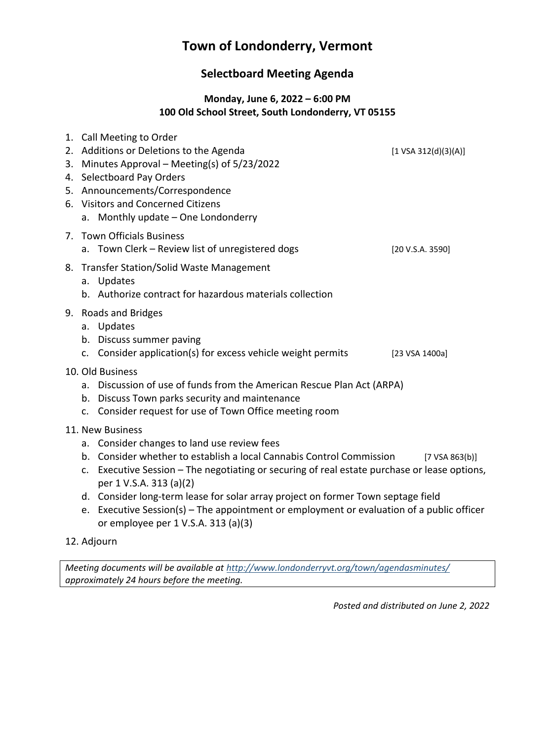# Town of Londonderry, Vermont

## Selectboard Meeting Agenda

### Monday, June 6, 2022 – 6:00 PM
### 100 Old School Street, South Londonderry, VT 05155

1. Call Meeting to Order
2. Additions or Deletions to the Agenda [1 VSA 312(d)(3)(A)]
3. Minutes Approval – Meeting(s) of 5/23/2022
4. Selectboard Pay Orders
5. Announcements/Correspondence
6. Visitors and Concerned Citizens
   a. Monthly update – One Londonderry
7. Town Officials Business
   a. Town Clerk – Review list of unregistered dogs [20 V.S.A. 3590]
8. Transfer Station/Solid Waste Management
   a. Updates
   b. Authorize contract for hazardous materials collection
9. Roads and Bridges
   a. Updates
   b. Discuss summer paving
   c. Consider application(s) for excess vehicle weight permits [23 VSA 1400a]
10. Old Business
    a. Discussion of use of funds from the American Rescue Plan Act (ARPA)
    b. Discuss Town parks security and maintenance
    c. Consider request for use of Town Office meeting room
11. New Business
    a. Consider changes to land use review fees
    b. Consider whether to establish a local Cannabis Control Commission [7 VSA 863(b)]
    c. Executive Session – The negotiating or securing of real estate purchase or lease options, per 1 V.S.A. 313 (a)(2)
    d. Consider long-term lease for solar array project on former Town septage field
    e. Executive Session(s) – The appointment or employment or evaluation of a public officer or employee per 1 V.S.A. 313 (a)(3)
12. Adjourn

*Meeting documents will be available at http://www.londonderryvt.org/town/agendasminutes/ approximately 24 hours before the meeting.*

*Posted and distributed on June 2, 2022*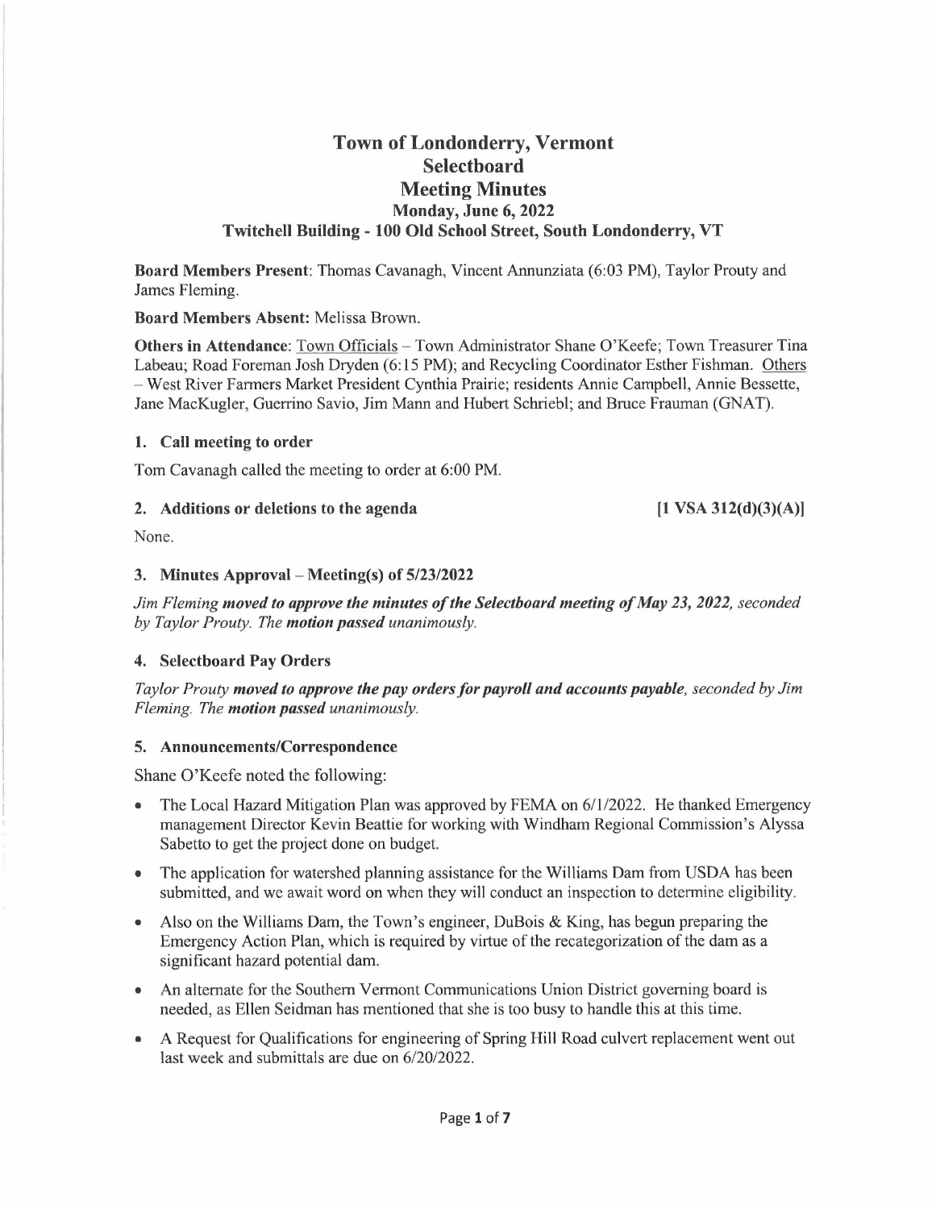# Town of Londonderry, Vermont
# Selectboard
# Meeting Minutes
### Monday, June 6, 2022
### Twitchell Building - 100 Old School Street, South Londonderry, VT

**Board Members Present**: Thomas Cavanagh, Vincent Annunziata (6:03 PM), Taylor Prouty and James Fleming.

**Board Members Absent:** Melissa Brown.

**Others in Attendance**: Town Officials – Town Administrator Shane O'Keefe; Town Treasurer Tina Labeau; Road Foreman Josh Dryden (6:15 PM); and Recycling Coordinator Esther Fishman. Others – West River Farmers Market President Cynthia Prairie; residents Annie Campbell, Annie Bessette, Jane MacKugler, Guerrino Savio, Jim Mann and Hubert Schriebl; and Bruce Frauman (GNAT).

### 1. Call meeting to order

Tom Cavanagh called the meeting to order at 6:00 PM.

### 2. Additions or deletions to the agenda [1 VSA 312(d)(3)(A)]

None.

### 3. Minutes Approval – Meeting(s) of 5/23/2022

*Jim Fleming* ***moved to approve the minutes of the Selectboard meeting of May 23, 2022****, seconded by Taylor Prouty. The* ***motion passed*** *unanimously.*

### 4. Selectboard Pay Orders

*Taylor Prouty* ***moved to approve the pay orders for payroll and accounts payable****, seconded by Jim Fleming. The* ***motion passed*** *unanimously.*

### 5. Announcements/Correspondence

Shane O'Keefe noted the following:

- The Local Hazard Mitigation Plan was approved by FEMA on 6/1/2022. He thanked Emergency management Director Kevin Beattie for working with Windham Regional Commission's Alyssa Sabetto to get the project done on budget.
- The application for watershed planning assistance for the Williams Dam from USDA has been submitted, and we await word on when they will conduct an inspection to determine eligibility.
- Also on the Williams Dam, the Town's engineer, DuBois & King, has begun preparing the Emergency Action Plan, which is required by virtue of the recategorization of the dam as a significant hazard potential dam.
- An alternate for the Southern Vermont Communications Union District governing board is needed, as Ellen Seidman has mentioned that she is too busy to handle this at this time.
- A Request for Qualifications for engineering of Spring Hill Road culvert replacement went out last week and submittals are due on 6/20/2022.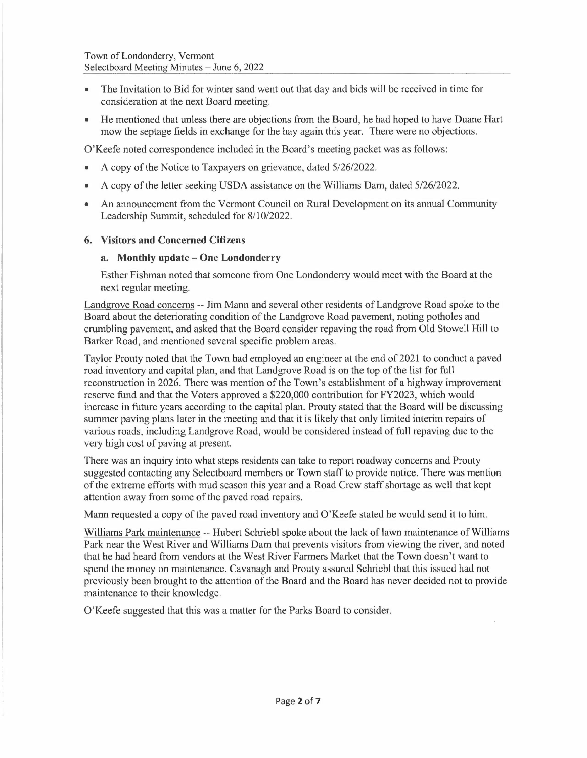- The Invitation to Bid for winter sand went out that day and bids will be received in time for consideration at the next Board meeting.
- He mentioned that unless there are objections from the Board, he had hoped to have Duane Hart mow the septage fields in exchange for the hay again this year. There were no objections.

O'Keefe noted correspondence included in the Board's meeting packet was as follows:

- A copy of the Notice to Taxpayers on grievance, dated 5/26/2022.
- A copy of the letter seeking USDA assistance on the Williams Dam, dated 5/26/2022.
- An announcement from the Vermont Council on Rural Development on its annual Community Leadership Summit, scheduled for 8/10/2022.

## 6. Visitors and Concerned Citizens

### a. Monthly update – One Londonderry

Esther Fishman noted that someone from One Londonderry would meet with the Board at the next regular meeting.

Landgrove Road concerns -- Jim Mann and several other residents of Landgrove Road spoke to the Board about the deteriorating condition of the Landgrove Road pavement, noting potholes and crumbling pavement, and asked that the Board consider repaving the road from Old Stowell Hill to Barker Road, and mentioned several specific problem areas.

Taylor Prouty noted that the Town had employed an engineer at the end of 2021 to conduct a paved road inventory and capital plan, and that Landgrove Road is on the top of the list for full reconstruction in 2026. There was mention of the Town's establishment of a highway improvement reserve fund and that the Voters approved a $220,000 contribution for FY2023, which would increase in future years according to the capital plan. Prouty stated that the Board will be discussing summer paving plans later in the meeting and that it is likely that only limited interim repairs of various roads, including Landgrove Road, would be considered instead of full repaving due to the very high cost of paving at present.

There was an inquiry into what steps residents can take to report roadway concerns and Prouty suggested contacting any Selectboard members or Town staff to provide notice. There was mention of the extreme efforts with mud season this year and a Road Crew staff shortage as well that kept attention away from some of the paved road repairs.

Mann requested a copy of the paved road inventory and O'Keefe stated he would send it to him.

Williams Park maintenance -- Hubert Schriebl spoke about the lack of lawn maintenance of Williams Park near the West River and Williams Dam that prevents visitors from viewing the river, and noted that he had heard from vendors at the West River Farmers Market that the Town doesn't want to spend the money on maintenance. Cavanagh and Prouty assured Schriebl that this issued had not previously been brought to the attention of the Board and the Board has never decided not to provide maintenance to their knowledge.

O'Keefe suggested that this was a matter for the Parks Board to consider.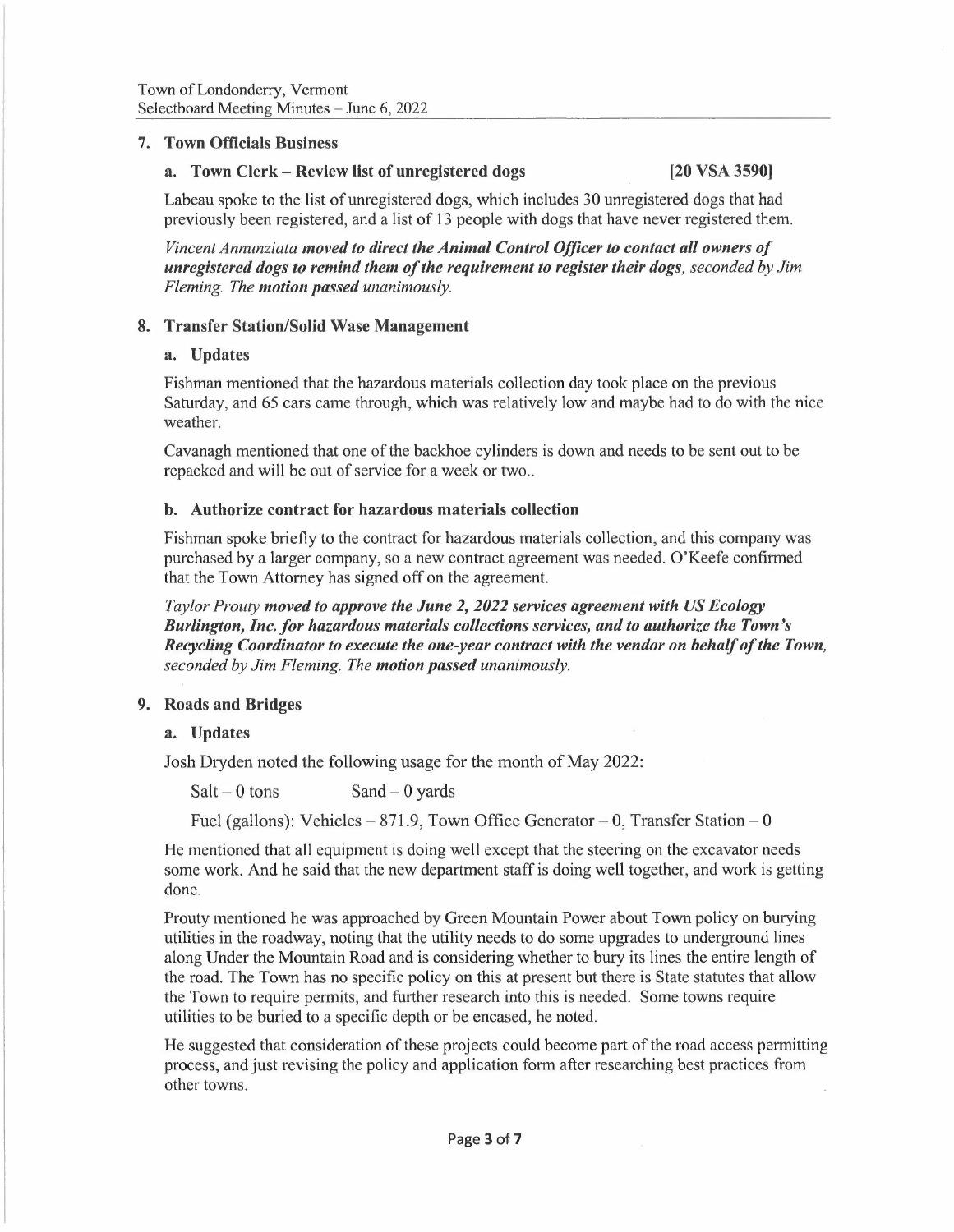## 7. Town Officials Business

### a. Town Clerk – Review list of unregistered dogs [20 VSA 3590]

Labeau spoke to the list of unregistered dogs, which includes 30 unregistered dogs that had previously been registered, and a list of 13 people with dogs that have never registered them.

*Vincent Annunziata **moved to direct the Animal Control Officer to contact all owners of unregistered dogs to remind them of the requirement to register their dogs**, seconded by Jim Fleming. The **motion passed** unanimously.*

## 8. Transfer Station/Solid Wase Management

### a. Updates

Fishman mentioned that the hazardous materials collection day took place on the previous Saturday, and 65 cars came through, which was relatively low and maybe had to do with the nice weather.

Cavanagh mentioned that one of the backhoe cylinders is down and needs to be sent out to be repacked and will be out of service for a week or two..

### b. Authorize contract for hazardous materials collection

Fishman spoke briefly to the contract for hazardous materials collection, and this company was purchased by a larger company, so a new contract agreement was needed. O'Keefe confirmed that the Town Attorney has signed off on the agreement.

*Taylor Prouty **moved to approve the June 2, 2022 services agreement with US Ecology Burlington, Inc. for hazardous materials collections services, and to authorize the Town's Recycling Coordinator to execute the one-year contract with the vendor on behalf of the Town**, seconded by Jim Fleming. The **motion passed** unanimously.*

## 9. Roads and Bridges

### a. Updates

Josh Dryden noted the following usage for the month of May 2022:

Salt – 0 tons    Sand – 0 yards

Fuel (gallons): Vehicles – 871.9, Town Office Generator – 0, Transfer Station – 0

He mentioned that all equipment is doing well except that the steering on the excavator needs some work. And he said that the new department staff is doing well together, and work is getting done.

Prouty mentioned he was approached by Green Mountain Power about Town policy on burying utilities in the roadway, noting that the utility needs to do some upgrades to underground lines along Under the Mountain Road and is considering whether to bury its lines the entire length of the road. The Town has no specific policy on this at present but there is State statutes that allow the Town to require permits, and further research into this is needed. Some towns require utilities to be buried to a specific depth or be encased, he noted.

He suggested that consideration of these projects could become part of the road access permitting process, and just revising the policy and application form after researching best practices from other towns.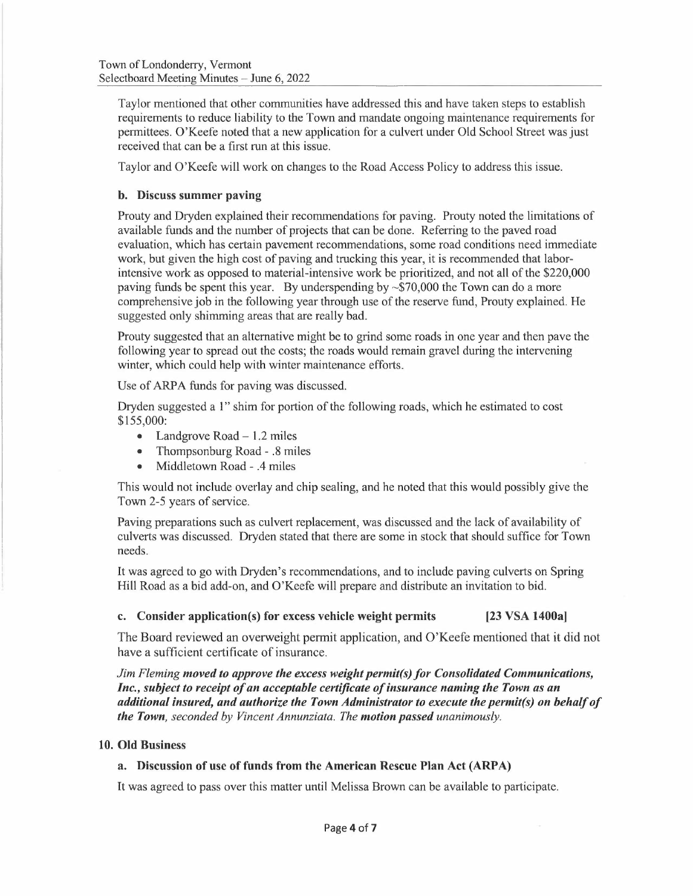Taylor mentioned that other communities have addressed this and have taken steps to establish requirements to reduce liability to the Town and mandate ongoing maintenance requirements for permittees. O'Keefe noted that a new application for a culvert under Old School Street was just received that can be a first run at this issue.

Taylor and O'Keefe will work on changes to the Road Access Policy to address this issue.

**b. Discuss summer paving**

Prouty and Dryden explained their recommendations for paving. Prouty noted the limitations of available funds and the number of projects that can be done. Referring to the paved road evaluation, which has certain pavement recommendations, some road conditions need immediate work, but given the high cost of paving and trucking this year, it is recommended that labor-intensive work as opposed to material-intensive work be prioritized, and not all of the $220,000 paving funds be spent this year. By underspending by ~$70,000 the Town can do a more comprehensive job in the following year through use of the reserve fund, Prouty explained. He suggested only shimming areas that are really bad.

Prouty suggested that an alternative might be to grind some roads in one year and then pave the following year to spread out the costs; the roads would remain gravel during the intervening winter, which could help with winter maintenance efforts.

Use of ARPA funds for paving was discussed.

Dryden suggested a 1" shim for portion of the following roads, which he estimated to cost $155,000:

- Landgrove Road – 1.2 miles
- Thompsonburg Road - .8 miles
- Middletown Road - .4 miles

This would not include overlay and chip sealing, and he noted that this would possibly give the Town 2-5 years of service.

Paving preparations such as culvert replacement, was discussed and the lack of availability of culverts was discussed. Dryden stated that there are some in stock that should suffice for Town needs.

It was agreed to go with Dryden's recommendations, and to include paving culverts on Spring Hill Road as a bid add-on, and O'Keefe will prepare and distribute an invitation to bid.

**c. Consider application(s) for excess vehicle weight permits [23 VSA 1400a]**

The Board reviewed an overweight permit application, and O'Keefe mentioned that it did not have a sufficient certificate of insurance.

*Jim Fleming* ***moved to approve the excess weight permit(s) for Consolidated Communications, Inc., subject to receipt of an acceptable certificate of insurance naming the Town as an additional insured, and authorize the Town Administrator to execute the permit(s) on behalf of the Town****, seconded by Vincent Annunziata. The* ***motion passed*** *unanimously.*

## 10. Old Business

**a. Discussion of use of funds from the American Rescue Plan Act (ARPA)**

It was agreed to pass over this matter until Melissa Brown can be available to participate.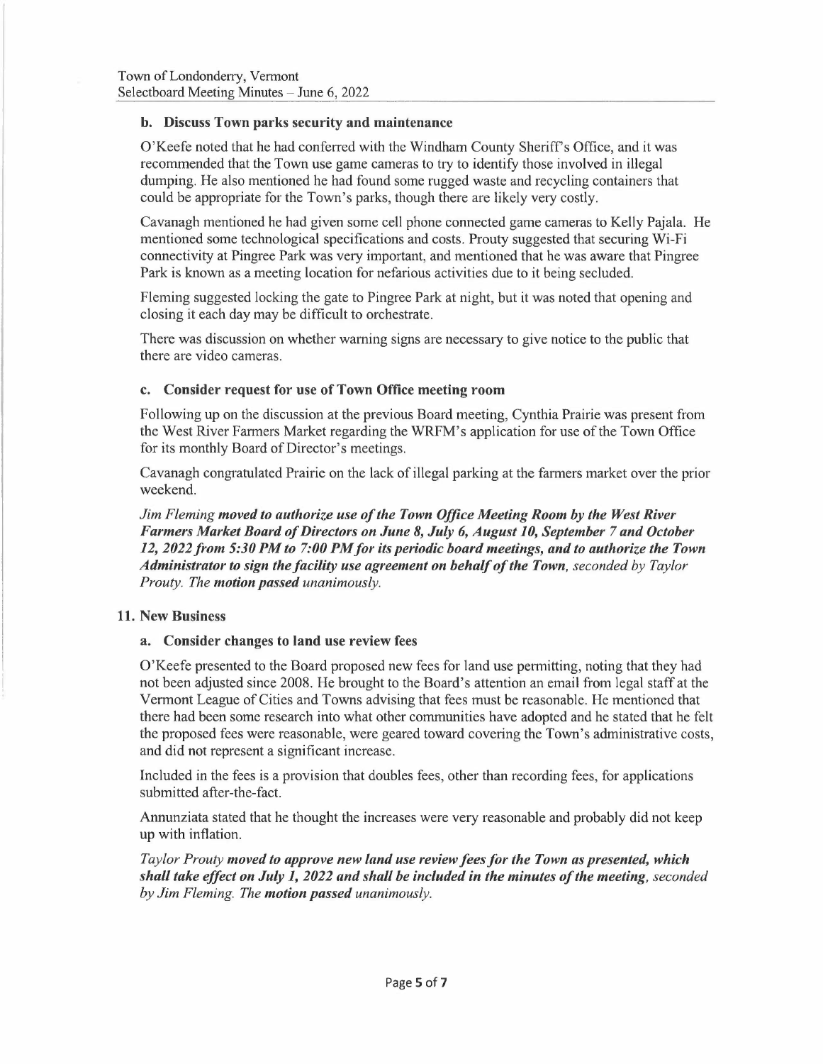### b. Discuss Town parks security and maintenance

O'Keefe noted that he had conferred with the Windham County Sheriff's Office, and it was recommended that the Town use game cameras to try to identify those involved in illegal dumping. He also mentioned he had found some rugged waste and recycling containers that could be appropriate for the Town's parks, though there are likely very costly.

Cavanagh mentioned he had given some cell phone connected game cameras to Kelly Pajala. He mentioned some technological specifications and costs. Prouty suggested that securing Wi-Fi connectivity at Pingree Park was very important, and mentioned that he was aware that Pingree Park is known as a meeting location for nefarious activities due to it being secluded.

Fleming suggested locking the gate to Pingree Park at night, but it was noted that opening and closing it each day may be difficult to orchestrate.

There was discussion on whether warning signs are necessary to give notice to the public that there are video cameras.

### c. Consider request for use of Town Office meeting room

Following up on the discussion at the previous Board meeting, Cynthia Prairie was present from the West River Farmers Market regarding the WRFM's application for use of the Town Office for its monthly Board of Director's meetings.

Cavanagh congratulated Prairie on the lack of illegal parking at the farmers market over the prior weekend.

*Jim Fleming* ***moved to authorize use of the Town Office Meeting Room by the West River Farmers Market Board of Directors on June 8, July 6, August 10, September 7 and October 12, 2022 from 5:30 PM to 7:00 PM for its periodic board meetings, and to authorize the Town Administrator to sign the facility use agreement on behalf of the Town,*** *seconded by Taylor Prouty. The* ***motion passed*** *unanimously.*

## 11. New Business

### a. Consider changes to land use review fees

O'Keefe presented to the Board proposed new fees for land use permitting, noting that they had not been adjusted since 2008. He brought to the Board's attention an email from legal staff at the Vermont League of Cities and Towns advising that fees must be reasonable. He mentioned that there had been some research into what other communities have adopted and he stated that he felt the proposed fees were reasonable, were geared toward covering the Town's administrative costs, and did not represent a significant increase.

Included in the fees is a provision that doubles fees, other than recording fees, for applications submitted after-the-fact.

Annunziata stated that he thought the increases were very reasonable and probably did not keep up with inflation.

*Taylor Prouty* ***moved to approve new land use review fees for the Town as presented, which shall take effect on July 1, 2022 and shall be included in the minutes of the meeting,*** *seconded by Jim Fleming. The* ***motion passed*** *unanimously.*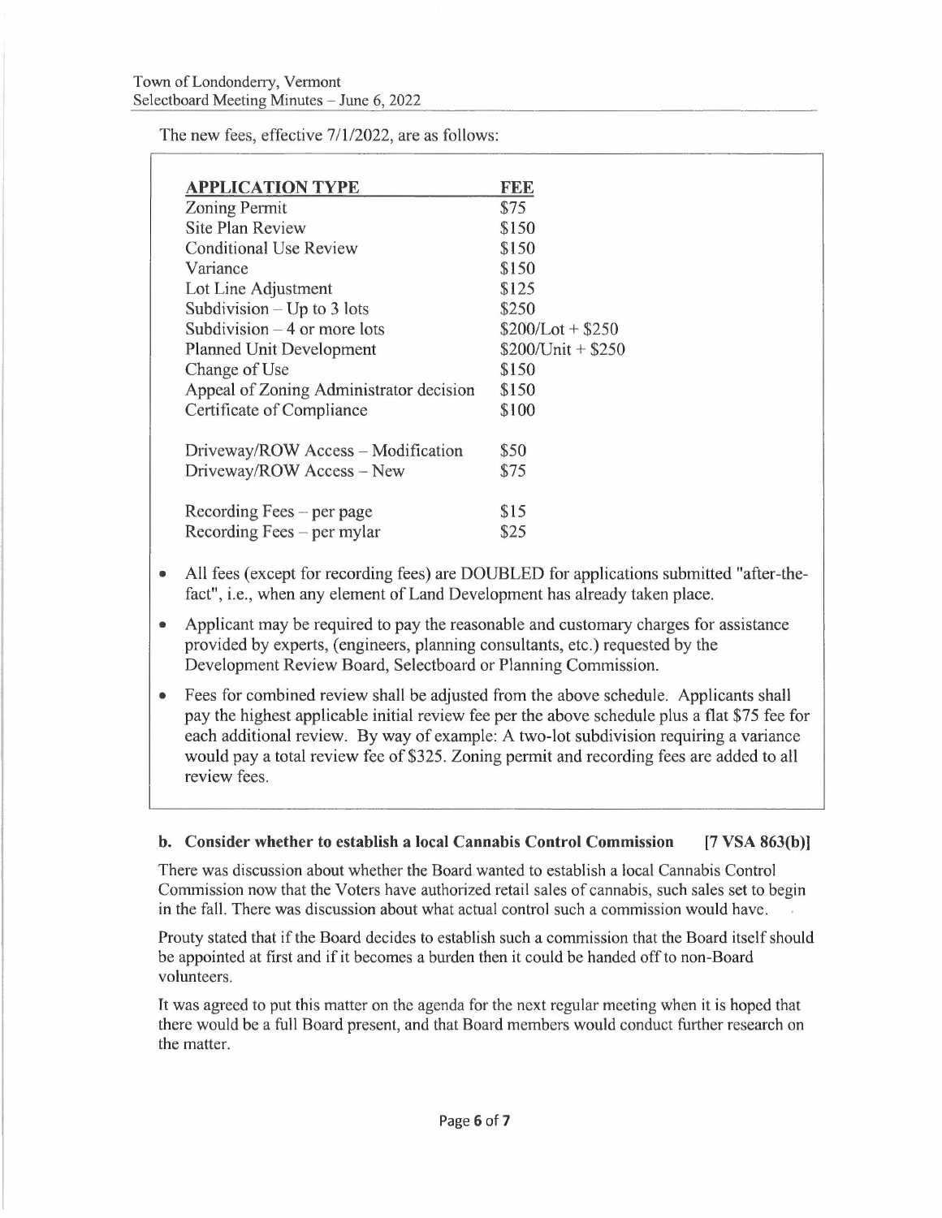The new fees, effective 7/1/2022, are as follows:

| APPLICATION TYPE | FEE |
|---|---|
| Zoning Permit | $75 |
| Site Plan Review | $150 |
| Conditional Use Review | $150 |
| Variance | $150 |
| Lot Line Adjustment | $125 |
| Subdivision – Up to 3 lots | $250 |
| Subdivision – 4 or more lots | $200/Lot + $250 |
| Planned Unit Development | $200/Unit + $250 |
| Change of Use | $150 |
| Appeal of Zoning Administrator decision | $150 |
| Certificate of Compliance | $100 |
| | |
| Driveway/ROW Access – Modification | $50 |
| Driveway/ROW Access – New | $75 |
| | |
| Recording Fees – per page | $15 |
| Recording Fees – per mylar | $25 |

- All fees (except for recording fees) are DOUBLED for applications submitted "after-the-fact", i.e., when any element of Land Development has already taken place.
- Applicant may be required to pay the reasonable and customary charges for assistance provided by experts, (engineers, planning consultants, etc.) requested by the Development Review Board, Selectboard or Planning Commission.
- Fees for combined review shall be adjusted from the above schedule. Applicants shall pay the highest applicable initial review fee per the above schedule plus a flat $75 fee for each additional review. By way of example: A two-lot subdivision requiring a variance would pay a total review fee of $325. Zoning permit and recording fees are added to all review fees.

**b. Consider whether to establish a local Cannabis Control Commission [7 VSA 863(b)]**

There was discussion about whether the Board wanted to establish a local Cannabis Control Commission now that the Voters have authorized retail sales of cannabis, such sales set to begin in the fall. There was discussion about what actual control such a commission would have.

Prouty stated that if the Board decides to establish such a commission that the Board itself should be appointed at first and if it becomes a burden then it could be handed off to non-Board volunteers.

It was agreed to put this matter on the agenda for the next regular meeting when it is hoped that there would be a full Board present, and that Board members would conduct further research on the matter.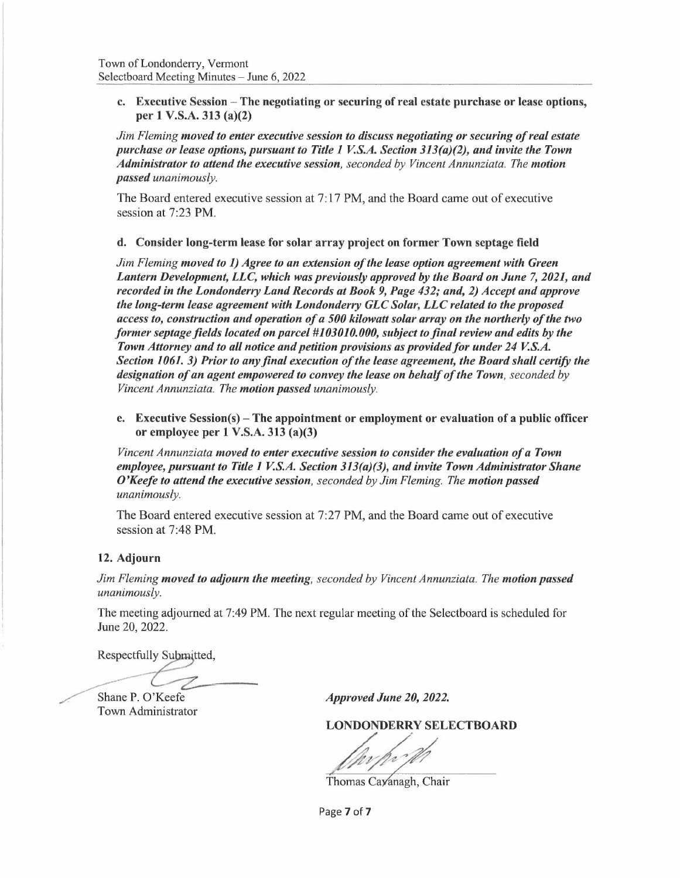**c. Executive Session – The negotiating or securing of real estate purchase or lease options, per 1 V.S.A. 313 (a)(2)**

*Jim Fleming* ***moved to enter executive session to discuss negotiating or securing of real estate purchase or lease options, pursuant to Title 1 V.S.A. Section 313(a)(2), and invite the Town Administrator to attend the executive session****, seconded by Vincent Annunziata. The* ***motion passed*** *unanimously.*

The Board entered executive session at 7:17 PM, and the Board came out of executive session at 7:23 PM.

**d. Consider long-term lease for solar array project on former Town septage field**

*Jim Fleming* ***moved to 1) Agree to an extension of the lease option agreement with Green Lantern Development, LLC, which was previously approved by the Board on June 7, 2021, and recorded in the Londonderry Land Records at Book 9, Page 432; and, 2) Accept and approve the long-term lease agreement with Londonderry GLC Solar, LLC related to the proposed access to, construction and operation of a 500 kilowatt solar array on the northerly of the two former septage fields located on parcel #103010.000, subject to final review and edits by the Town Attorney and to all notice and petition provisions as provided for under 24 V.S.A. Section 1061. 3) Prior to any final execution of the lease agreement, the Board shall certify the designation of an agent empowered to convey the lease on behalf of the Town****, seconded by Vincent Annunziata. The* ***motion passed*** *unanimously.*

**e. Executive Session(s) – The appointment or employment or evaluation of a public officer or employee per 1 V.S.A. 313 (a)(3)**

*Vincent Annunziata* ***moved to enter executive session to consider the evaluation of a Town employee, pursuant to Title 1 V.S.A. Section 313(a)(3), and invite Town Administrator Shane O'Keefe to attend the executive session****, seconded by Jim Fleming. The* ***motion passed*** *unanimously.*

The Board entered executive session at 7:27 PM, and the Board came out of executive session at 7:48 PM.

### 12. Adjourn

*Jim Fleming* ***moved to adjourn the meeting****, seconded by Vincent Annunziata. The* ***motion passed*** *unanimously.*

The meeting adjourned at 7:49 PM. The next regular meeting of the Selectboard is scheduled for June 20, 2022.

Respectfully Submitted,

Shane P. O'Keefe
Town Administrator

***Approved June 20, 2022.***

**LONDONDERRY SELECTBOARD**

Thomas Cavanagh, Chair